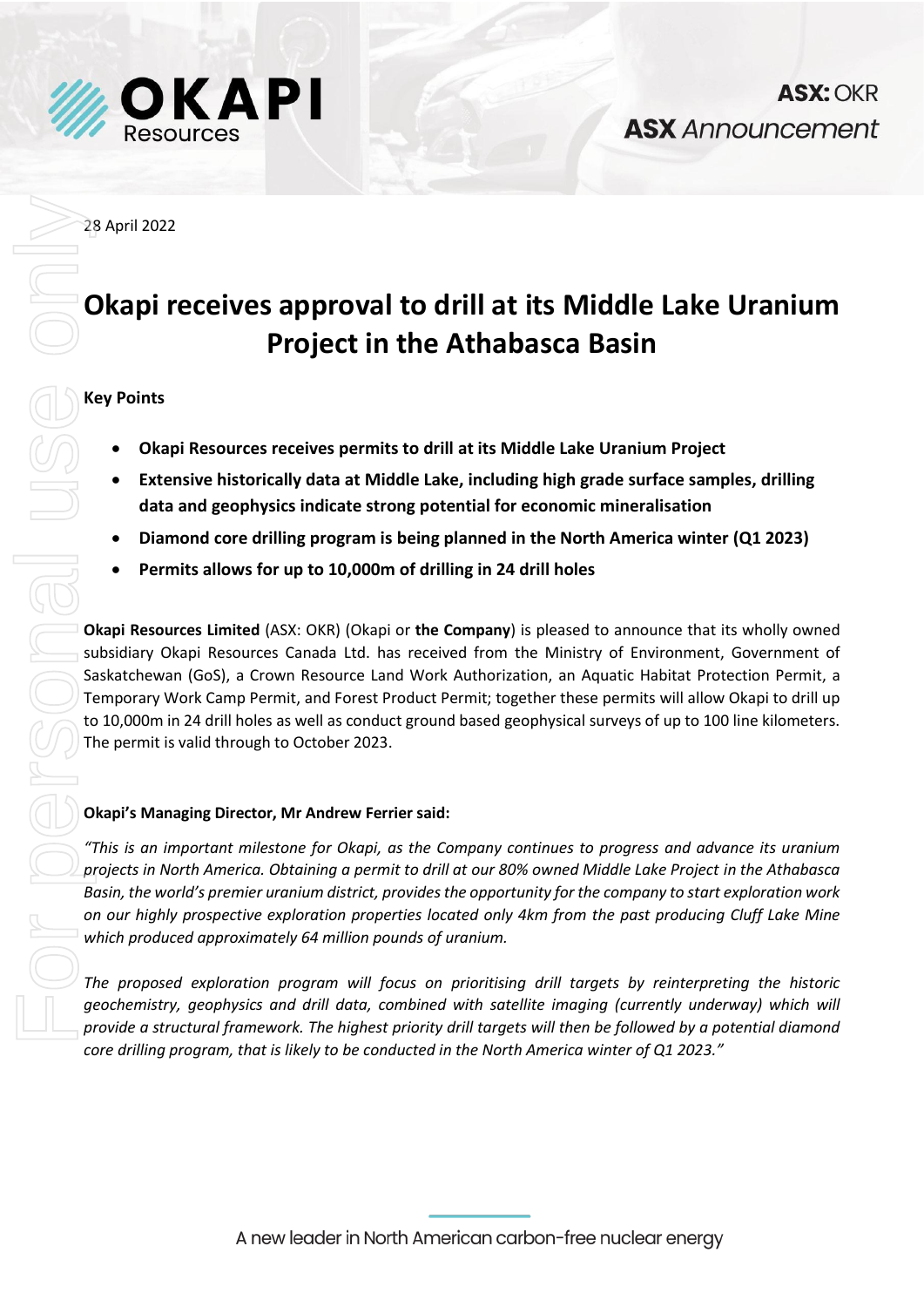**ASX: OKR**
**ASX** *Announcement*

28 April 2022

# Okapi receives approval to drill at its Middle Lake Uranium Project in the Athabasca Basin

**Key Points**

- **Okapi Resources receives permits to drill at its Middle Lake Uranium Project**
- **Extensive historically data at Middle Lake, including high grade surface samples, drilling data and geophysics indicate strong potential for economic mineralisation**
- **Diamond core drilling program is being planned in the North America winter (Q1 2023)**
- **Permits allows for up to 10,000m of drilling in 24 drill holes**

**Okapi Resources Limited** (ASX: OKR) (Okapi or **the Company**) is pleased to announce that its wholly owned subsidiary Okapi Resources Canada Ltd. has received from the Ministry of Environment, Government of Saskatchewan (GoS), a Crown Resource Land Work Authorization, an Aquatic Habitat Protection Permit, a Temporary Work Camp Permit, and Forest Product Permit; together these permits will allow Okapi to drill up to 10,000m in 24 drill holes as well as conduct ground based geophysical surveys of up to 100 line kilometers. The permit is valid through to October 2023.

**Okapi's Managing Director, Mr Andrew Ferrier said:**

*"This is an important milestone for Okapi, as the Company continues to progress and advance its uranium projects in North America. Obtaining a permit to drill at our 80% owned Middle Lake Project in the Athabasca Basin, the world's premier uranium district, provides the opportunity for the company to start exploration work on our highly prospective exploration properties located only 4km from the past producing Cluff Lake Mine which produced approximately 64 million pounds of uranium.*

*The proposed exploration program will focus on prioritising drill targets by reinterpreting the historic geochemistry, geophysics and drill data, combined with satellite imaging (currently underway) which will provide a structural framework. The highest priority drill targets will then be followed by a potential diamond core drilling program, that is likely to be conducted in the North America winter of Q1 2023."*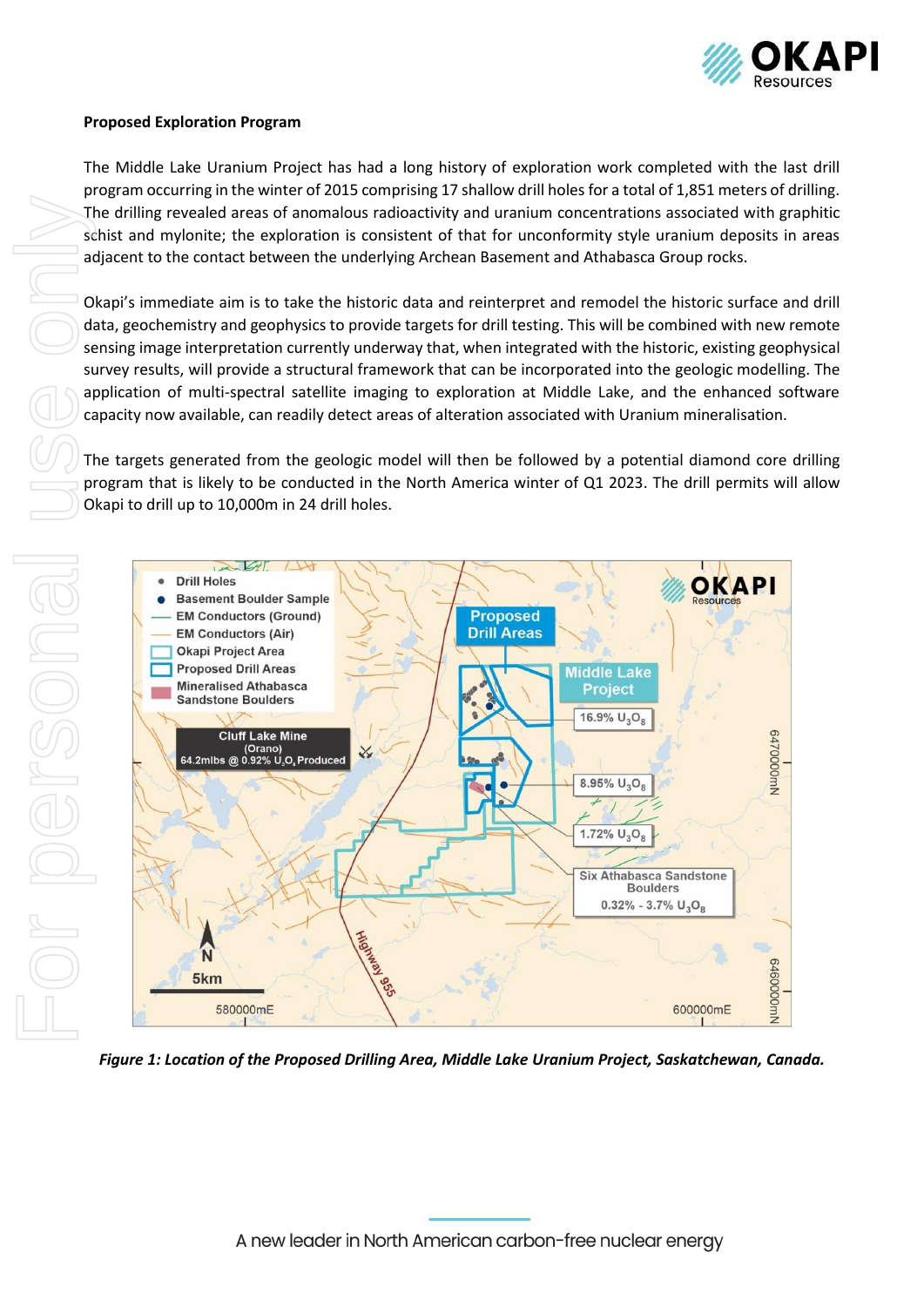**Proposed Exploration Program**

The Middle Lake Uranium Project has had a long history of exploration work completed with the last drill program occurring in the winter of 2015 comprising 17 shallow drill holes for a total of 1,851 meters of drilling. The drilling revealed areas of anomalous radioactivity and uranium concentrations associated with graphitic schist and mylonite; the exploration is consistent of that for unconformity style uranium deposits in areas adjacent to the contact between the underlying Archean Basement and Athabasca Group rocks.

Okapi's immediate aim is to take the historic data and reinterpret and remodel the historic surface and drill data, geochemistry and geophysics to provide targets for drill testing. This will be combined with new remote sensing image interpretation currently underway that, when integrated with the historic, existing geophysical survey results, will provide a structural framework that can be incorporated into the geologic modelling. The application of multi-spectral satellite imaging to exploration at Middle Lake, and the enhanced software capacity now available, can readily detect areas of alteration associated with Uranium mineralisation.

The targets generated from the geologic model will then be followed by a potential diamond core drilling program that is likely to be conducted in the North America winter of Q1 2023. The drill permits will allow Okapi to drill up to 10,000m in 24 drill holes.

*Figure 1: Location of the Proposed Drilling Area, Middle Lake Uranium Project, Saskatchewan, Canada.*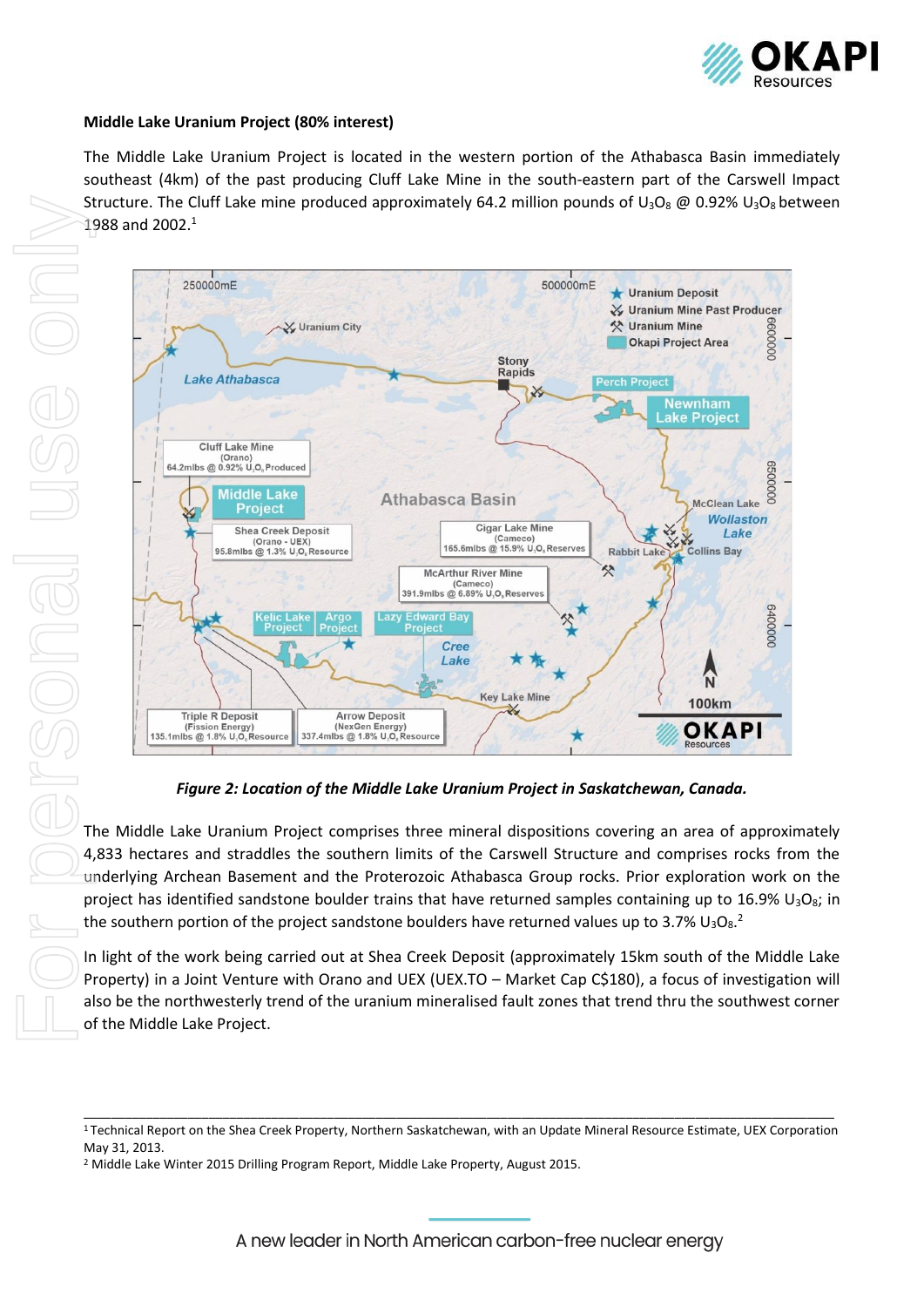**Middle Lake Uranium Project (80% interest)**

The Middle Lake Uranium Project is located in the western portion of the Athabasca Basin immediately southeast (4km) of the past producing Cluff Lake Mine in the south-eastern part of the Carswell Impact Structure. The Cluff Lake mine produced approximately 64.2 million pounds of $U_3O_8$ @ 0.92% $U_3O_8$ between 1988 and 2002.[1]

*Figure 2: Location of the Middle Lake Uranium Project in Saskatchewan, Canada.*

The Middle Lake Uranium Project comprises three mineral dispositions covering an area of approximately 4,833 hectares and straddles the southern limits of the Carswell Structure and comprises rocks from the underlying Archean Basement and the Proterozoic Athabasca Group rocks. Prior exploration work on the project has identified sandstone boulder trains that have returned samples containing up to 16.9% $U_3O_8$; in the southern portion of the project sandstone boulders have returned values up to 3.7% $U_3O_8$.[2]

In light of the work being carried out at Shea Creek Deposit (approximately 15km south of the Middle Lake Property) in a Joint Venture with Orano and UEX (UEX.TO – Market Cap C$180), a focus of investigation will also be the northwesterly trend of the uranium mineralised fault zones that trend thru the southwest corner of the Middle Lake Project.

---

[1] Technical Report on the Shea Creek Property, Northern Saskatchewan, with an Update Mineral Resource Estimate, UEX Corporation May 31, 2013.

[2] Middle Lake Winter 2015 Drilling Program Report, Middle Lake Property, August 2015.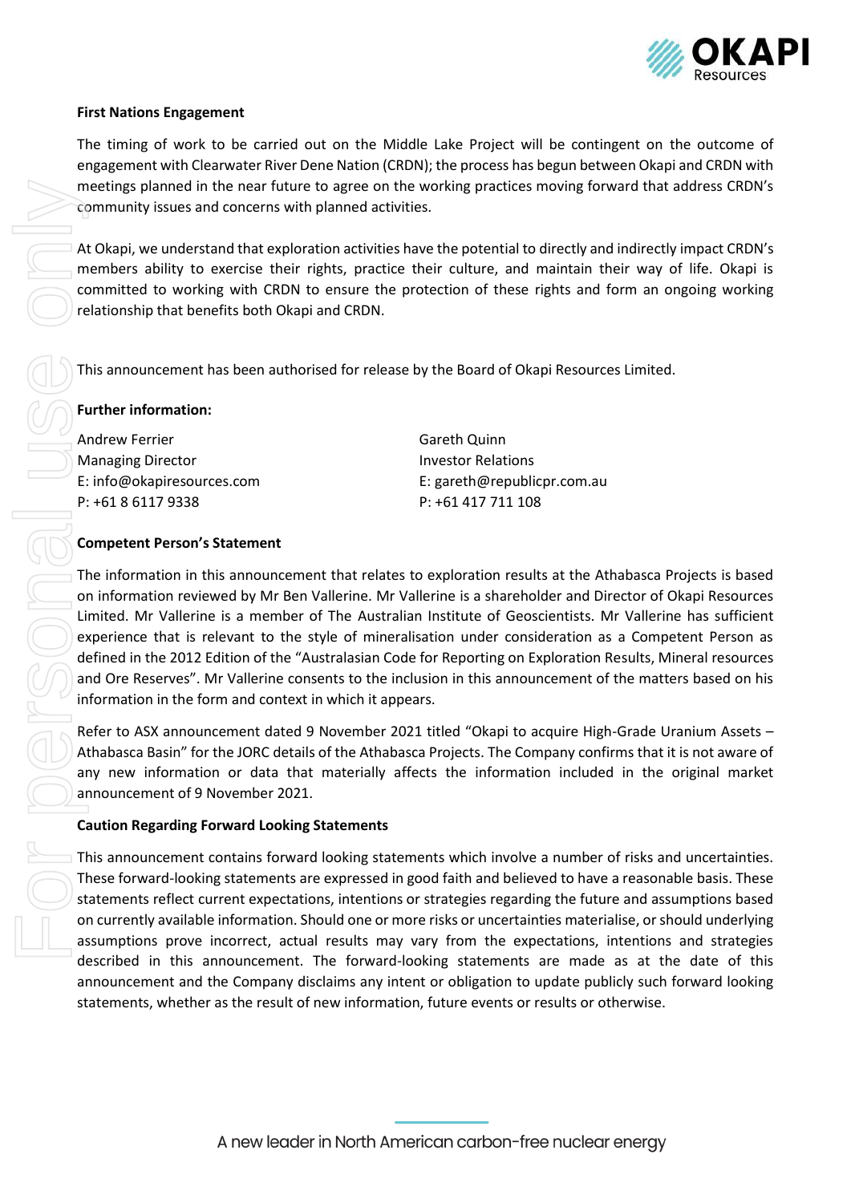**First Nations Engagement**

The timing of work to be carried out on the Middle Lake Project will be contingent on the outcome of engagement with Clearwater River Dene Nation (CRDN); the process has begun between Okapi and CRDN with meetings planned in the near future to agree on the working practices moving forward that address CRDN's community issues and concerns with planned activities.

At Okapi, we understand that exploration activities have the potential to directly and indirectly impact CRDN's members ability to exercise their rights, practice their culture, and maintain their way of life. Okapi is committed to working with CRDN to ensure the protection of these rights and form an ongoing working relationship that benefits both Okapi and CRDN.

This announcement has been authorised for release by the Board of Okapi Resources Limited.

**Further information:**

Andrew Ferrier
Managing Director
E: info@okapiresources.com
P: +61 8 6117 9338

Gareth Quinn
Investor Relations
E: gareth@republicpr.com.au
P: +61 417 711 108

**Competent Person's Statement**

The information in this announcement that relates to exploration results at the Athabasca Projects is based on information reviewed by Mr Ben Vallerine. Mr Vallerine is a shareholder and Director of Okapi Resources Limited. Mr Vallerine is a member of The Australian Institute of Geoscientists. Mr Vallerine has sufficient experience that is relevant to the style of mineralisation under consideration as a Competent Person as defined in the 2012 Edition of the "Australasian Code for Reporting on Exploration Results, Mineral resources and Ore Reserves". Mr Vallerine consents to the inclusion in this announcement of the matters based on his information in the form and context in which it appears.

Refer to ASX announcement dated 9 November 2021 titled "Okapi to acquire High-Grade Uranium Assets – Athabasca Basin" for the JORC details of the Athabasca Projects. The Company confirms that it is not aware of any new information or data that materially affects the information included in the original market announcement of 9 November 2021.

**Caution Regarding Forward Looking Statements**

This announcement contains forward looking statements which involve a number of risks and uncertainties. These forward-looking statements are expressed in good faith and believed to have a reasonable basis. These statements reflect current expectations, intentions or strategies regarding the future and assumptions based on currently available information. Should one or more risks or uncertainties materialise, or should underlying assumptions prove incorrect, actual results may vary from the expectations, intentions and strategies described in this announcement. The forward-looking statements are made as at the date of this announcement and the Company disclaims any intent or obligation to update publicly such forward looking statements, whether as the result of new information, future events or results or otherwise.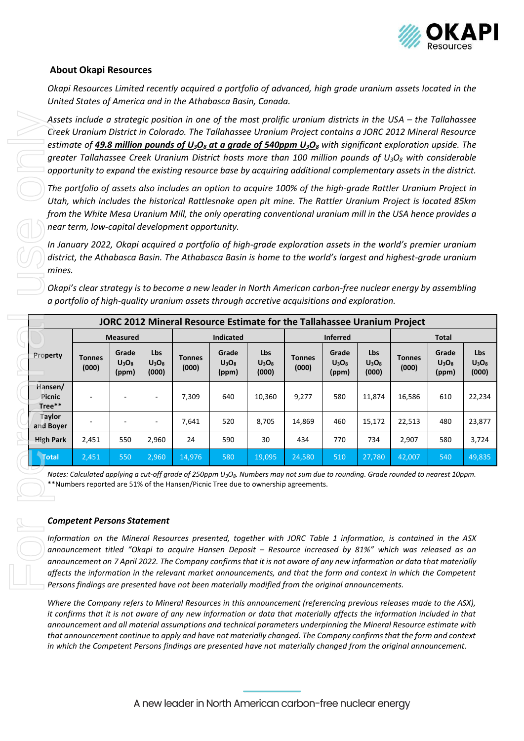## About Okapi Resources

*Okapi Resources Limited recently acquired a portfolio of advanced, high grade uranium assets located in the United States of America and in the Athabasca Basin, Canada.*

*Assets include a strategic position in one of the most prolific uranium districts in the USA – the Tallahassee Creek Uranium District in Colorado. The Tallahassee Uranium Project contains a JORC 2012 Mineral Resource estimate of* ***49.8 million pounds of $U_3O_8$ at a grade of 540ppm $U_3O_8$*** *with significant exploration upside. The greater Tallahassee Creek Uranium District hosts more than 100 million pounds of $U_3O_8$ with considerable opportunity to expand the existing resource base by acquiring additional complementary assets in the district.*

*The portfolio of assets also includes an option to acquire 100% of the high-grade Rattler Uranium Project in Utah, which includes the historical Rattlesnake open pit mine. The Rattler Uranium Project is located 85km from the White Mesa Uranium Mill, the only operating conventional uranium mill in the USA hence provides a near term, low-capital development opportunity.*

*In January 2022, Okapi acquired a portfolio of high-grade exploration assets in the world's premier uranium district, the Athabasca Basin. The Athabasca Basin is home to the world's largest and highest-grade uranium mines.*

*Okapi's clear strategy is to become a new leader in North American carbon-free nuclear energy by assembling a portfolio of high-quality uranium assets through accretive acquisitions and exploration.*

**JORC 2012 Mineral Resource Estimate for the Tallahassee Uranium Project**

| Property | Measured | | | Indicated | | | Inferred | | | Total | | |
|---|---|---|---|---|---|---|---|---|---|---|---|---|
| | Tonnes (000) | Grade $U_3O_8$ (ppm) | Lbs $U_3O_8$ (000) | Tonnes (000) | Grade $U_3O_8$ (ppm) | Lbs $U_3O_8$ (000) | Tonnes (000) | Grade $U_3O_8$ (ppm) | Lbs $U_3O_8$ (000) | Tonnes (000) | Grade $U_3O_8$ (ppm) | Lbs $U_3O_8$ (000) |
| Hansen/ Picnic Tree** | - | - | - | 7,309 | 640 | 10,360 | 9,277 | 580 | 11,874 | 16,586 | 610 | 22,234 |
| Taylor and Boyer | - | - | - | 7,641 | 520 | 8,705 | 14,869 | 460 | 15,172 | 22,513 | 480 | 23,877 |
| High Park | 2,451 | 550 | 2,960 | 24 | 590 | 30 | 434 | 770 | 734 | 2,907 | 580 | 3,724 |
| Total | 2,451 | 550 | 2,960 | 14,976 | 580 | 19,095 | 24,580 | 510 | 27,780 | 42,007 | 540 | 49,835 |

*Notes: Calculated applying a cut-off grade of 250ppm $U_3O_8$. Numbers may not sum due to rounding. Grade rounded to nearest 10ppm.*
**Numbers reported are 51% of the Hansen/Picnic Tree due to ownership agreements.

### *Competent Persons Statement*

*Information on the Mineral Resources presented, together with JORC Table 1 information, is contained in the ASX announcement titled "Okapi to acquire Hansen Deposit – Resource increased by 81%" which was released as an announcement on 7 April 2022. The Company confirms that it is not aware of any new information or data that materially affects the information in the relevant market announcements, and that the form and context in which the Competent Persons findings are presented have not been materially modified from the original announcements.*

*Where the Company refers to Mineral Resources in this announcement (referencing previous releases made to the ASX), it confirms that it is not aware of any new information or data that materially affects the information included in that announcement and all material assumptions and technical parameters underpinning the Mineral Resource estimate with that announcement continue to apply and have not materially changed. The Company confirms that the form and context in which the Competent Persons findings are presented have not materially changed from the original announcement.*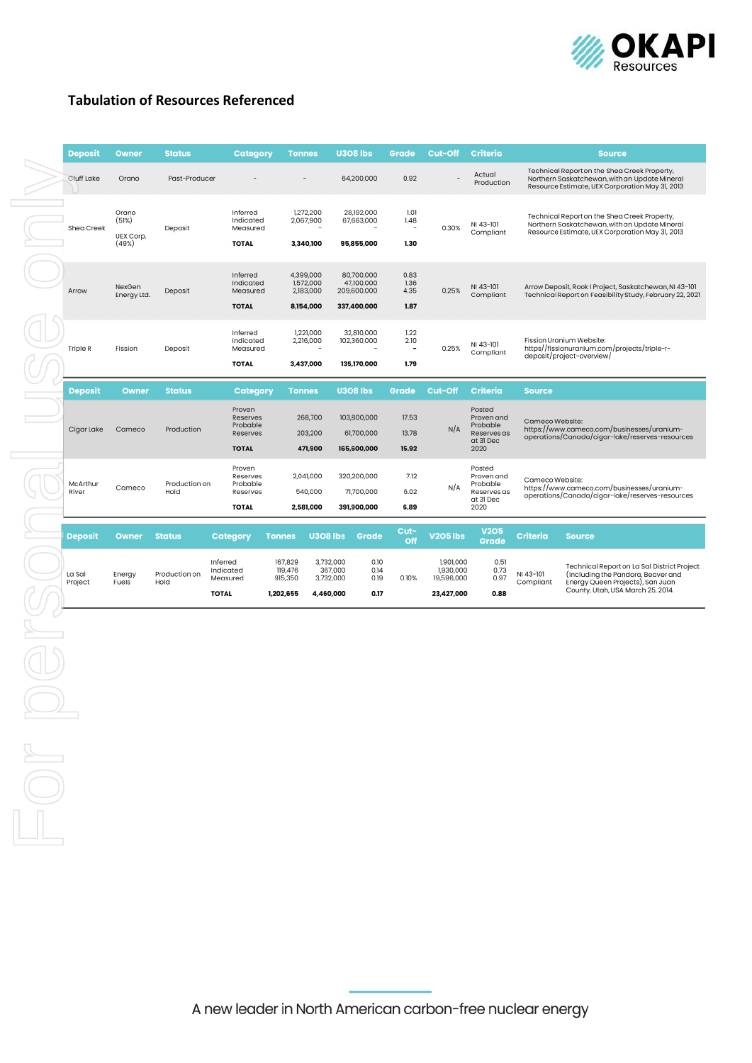## Tabulation of Resources Referenced

| Deposit | Owner | Status | Category | Tonnes | U308 lbs | Grade | Cut-Off | Criteria | Source |
|---|---|---|---|---|---|---|---|---|---|
| Cluff Lake | Orano | Past-Producer | - | - | 64,200,000 | 0.92 | - | Actual Production | Technical Report on the Shea Creek Property, Northern Saskatchewan, with an Update Mineral Resource Estimate, UEX Corporation May 31, 2013 |
| Shea Creek | Orano (51%) UEX Corp. (49%) | Deposit | Inferred<br>Indicated<br>Measured<br>**TOTAL** | 1,272,200<br>2,067,900<br>-<br>**3,340,100** | 28,192,000<br>67,663,000<br>-<br>**95,855,000** | 1.01<br>1.48<br>-<br>**1.30** | 0.30% | NI 43-101 Compliant | Technical Report on the Shea Creek Property, Northern Saskatchewan, with an Update Mineral Resource Estimate, UEX Corporation May 31, 2013 |
| Arrow | NexGen Energy Ltd. | Deposit | Inferred<br>Indicated<br>Measured<br>**TOTAL** | 4,399,000<br>1,572,000<br>2,183,000<br>**8,154,000** | 80,700,000<br>47,100,000<br>209,600,000<br>**337,400,000** | 0.83<br>1.36<br>4.35<br>**1.87** | 0.25% | NI 43-101 Compliant | Arrow Deposit, Rook I Project, Saskatchewan, NI 43-101 Technical Report on Feasibility Study, February 22, 2021 |
| Triple R | Fission | Deposit | Inferred<br>Indicated<br>Measured<br>**TOTAL** | 1,221,000<br>2,216,000<br>-<br>**3,437,000** | 32,810,000<br>102,360,000<br>-<br>**135,170,000** | 1.22<br>2.10<br>-<br>**1.79** | 0.25% | NI 43-101 Compliant | Fission Uranium Website: https//fissionuranium.com/projects/triple-r-deposit/project-overview/ |

| Deposit | Owner | Status | Category | Tonnes | U308 lbs | Grade | Cut-Off | Criteria | Source |
|---|---|---|---|---|---|---|---|---|---|
| Cigar Lake | Cameco | Production | Proven Reserves<br>Probable Reserves<br>**TOTAL** | 268,700<br>203,200<br>**471,900** | 103,800,000<br>61,700,000<br>**165,600,000** | 17.53<br>13.78<br>**15.92** | N/A | Posted Proven and Probable Reserves as at 31 Dec 2020 | Cameco Website: https://www.cameco.com/businesses/uranium-operations/Canada/cigar-lake/reserves-resources |
| McArthur River | Cameco | Production on Hold | Proven Reserves<br>Probable Reserves<br>**TOTAL** | 2,041,000<br>540,000<br>**2,581,000** | 320,200,000<br>71,700,000<br>**391,900,000** | 7.12<br>6.02<br>**6.89** | N/A | Posted Proven and Probable Reserves as at 31 Dec 2020 | Cameco Website: https://www.cameco.com/businesses/uranium-operations/Canada/cigar-lake/reserves-resources |

| Deposit | Owner | Status | Category | Tonnes | U308 lbs | Grade | Cut-Off | V205 lbs | V205 Grade | Criteria | Source |
|---|---|---|---|---|---|---|---|---|---|---|---|
| La Sal Project | Energy Fuels | Production on Hold | Inferred<br>Indicated<br>Measured<br>**TOTAL** | 167,829<br>119,476<br>915,350<br>**1,202,655** | 3,732,000<br>367,000<br>3,732,000<br>**4,460,000** | 0.10<br>0.14<br>0.19<br>**0.17** | 0.10% | 1,901,000<br>1,930,000<br>19,596,000<br>**23,427,000** | 0.51<br>0.73<br>0.97<br>**0.88** | NI 43-101 Compliant | Technical Report on La Sal District Project (Including the Pandora, Beaver and Energy Queen Projects), San Juan County, Utah, USA March 25, 2014. |

A new leader in North American carbon-free nuclear energy